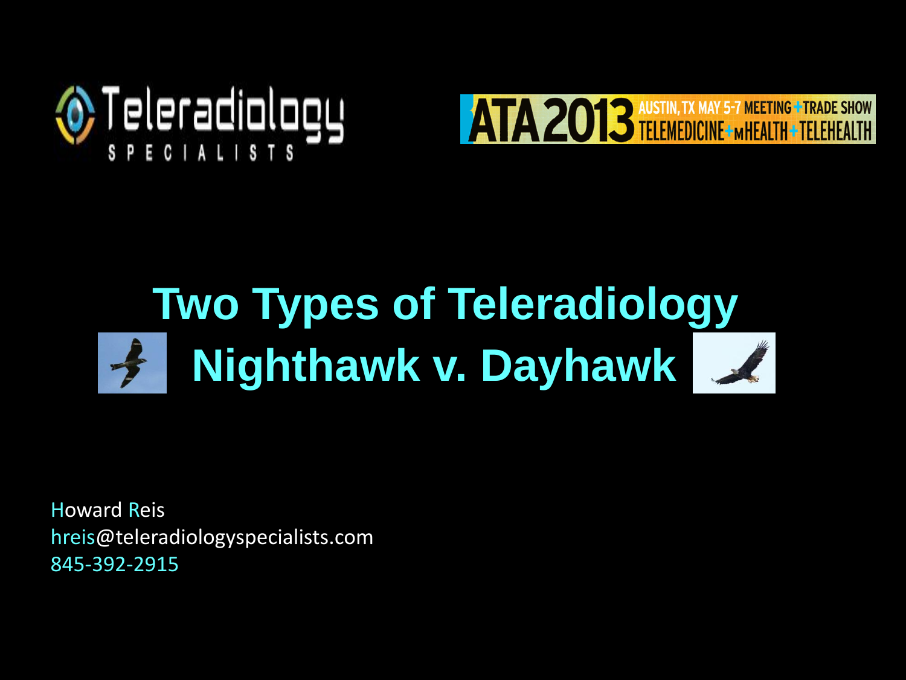Teleradiology SPECIALISTS

ATA 2013 AUSTIN, TX MAY 5-7 MEETING + TRADE SHOW TELEMEDICINE + mHEALTH + TELEHEALTH

# Two Types of Teleradiology

# Nighthawk v. Dayhawk

Howard Reis
hreis@teleradiologyspecialists.com
845-392-2915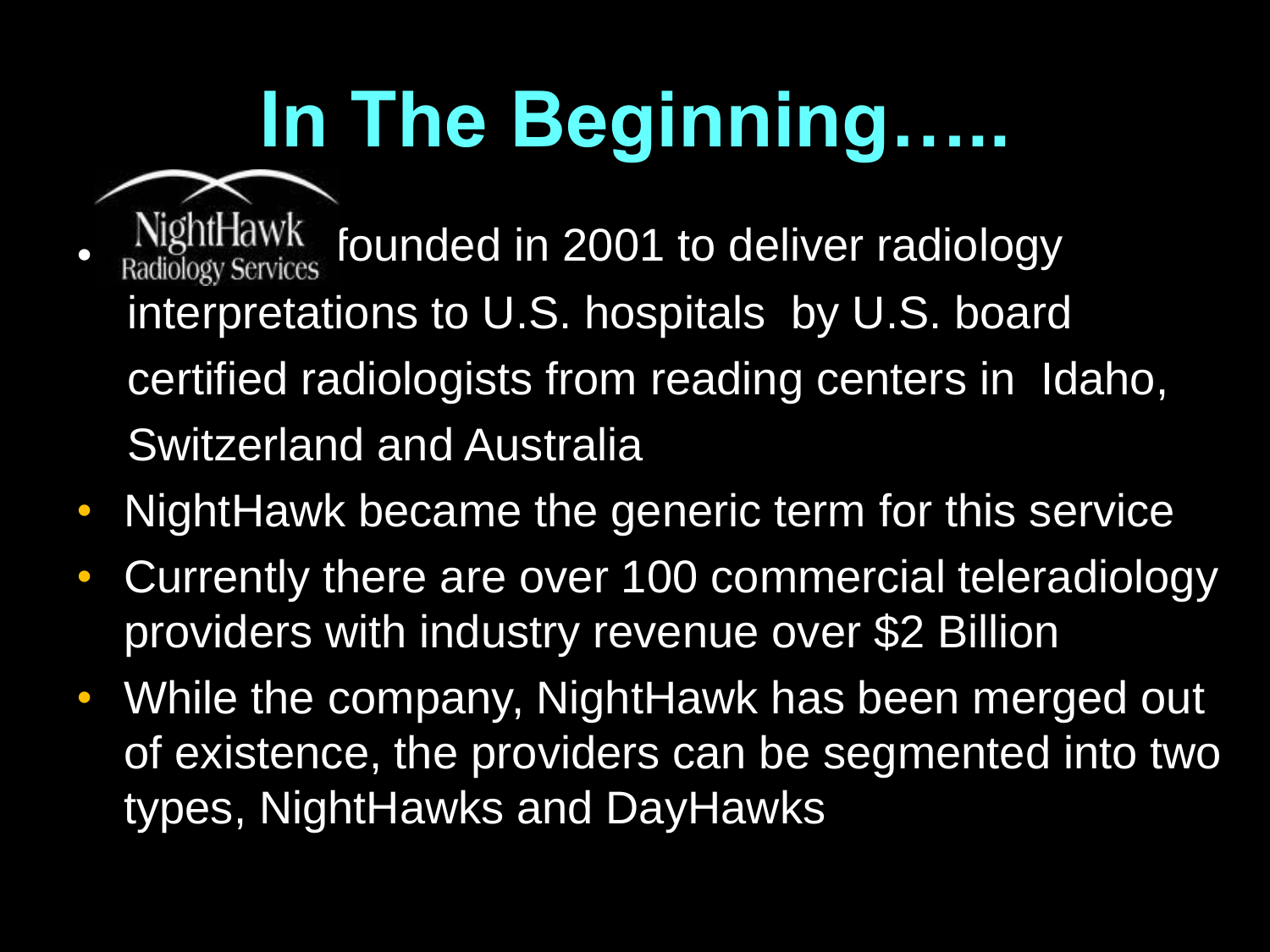# In The Beginning…..

- NightHawk Radiology Services founded in 2001 to deliver radiology interpretations to U.S. hospitals by U.S. board certified radiologists from reading centers in Idaho, Switzerland and Australia
- NightHawk became the generic term for this service
- Currently there are over 100 commercial teleradiology providers with industry revenue over $2 Billion
- While the company, NightHawk has been merged out of existence, the providers can be segmented into two types, NightHawks and DayHawks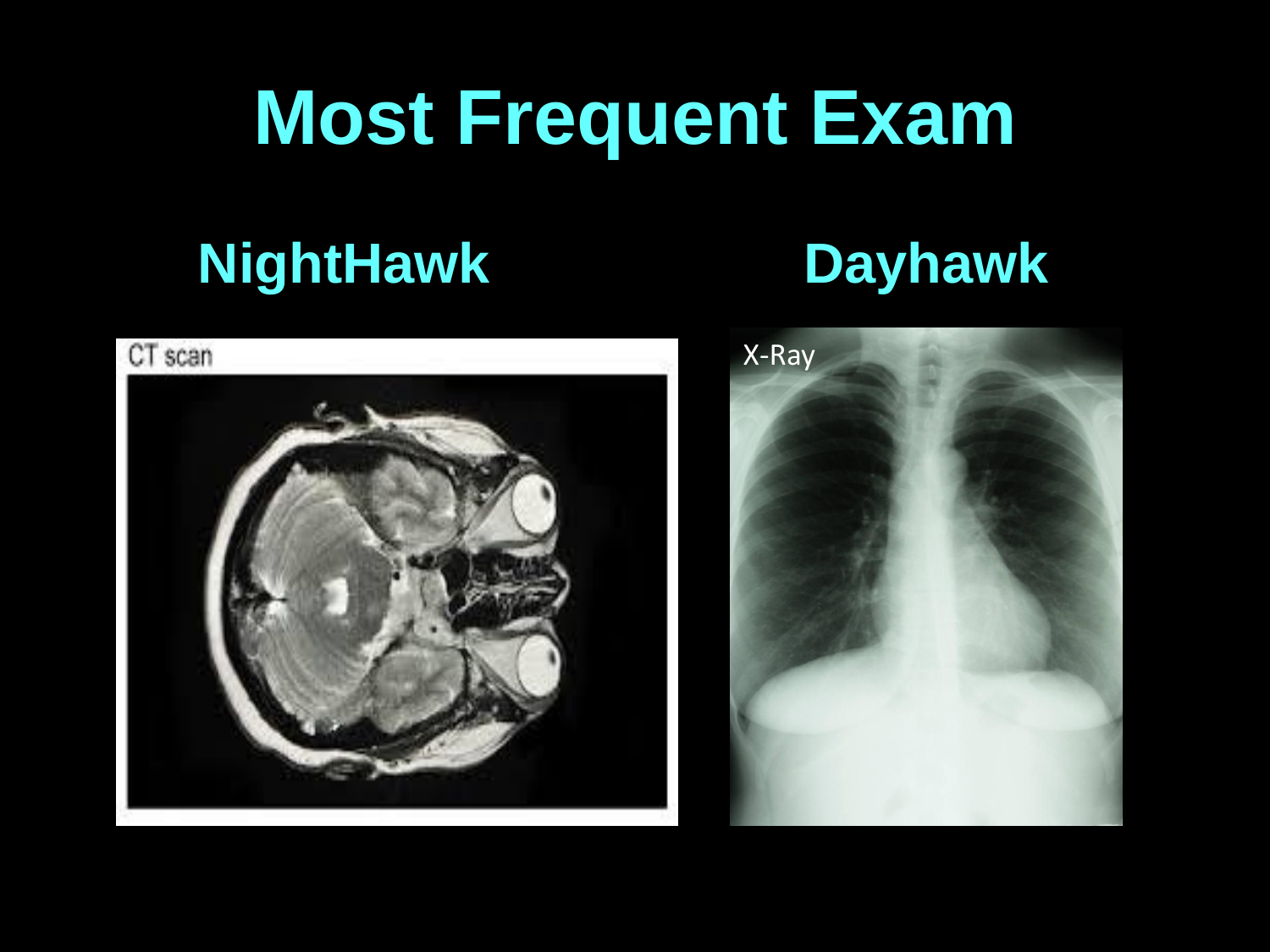# Most Frequent Exam

## NightHawk

CT scan

## Dayhawk

X-Ray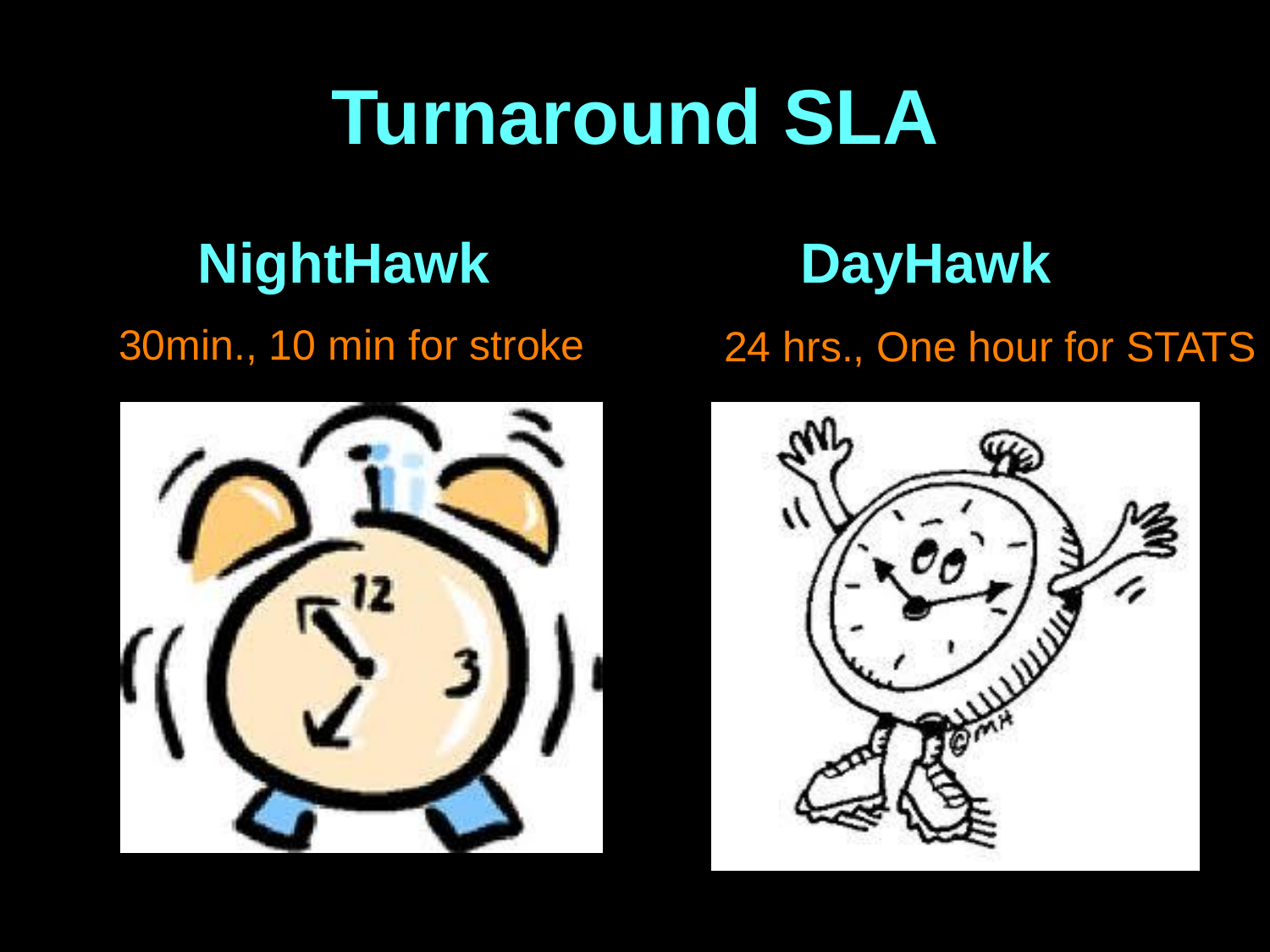# Turnaround SLA

## NightHawk

30min., 10 min for stroke

## DayHawk

24 hrs., One hour for STATS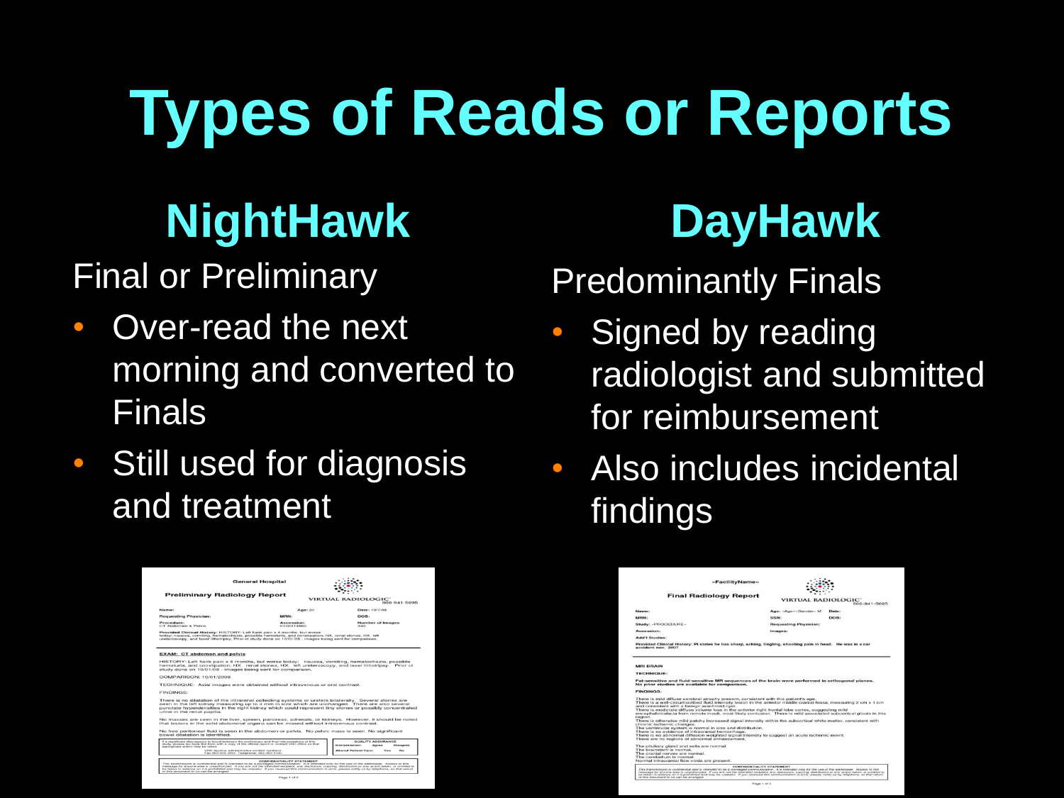# Types of Reads or Reports

## NightHawk

Final or Preliminary

- Over-read the next morning and converted to Finals
- Still used for diagnosis and treatment

## DayHawk

Predominantly Finals

- Signed by reading radiologist and submitted for reimbursement
- Also includes incidental findings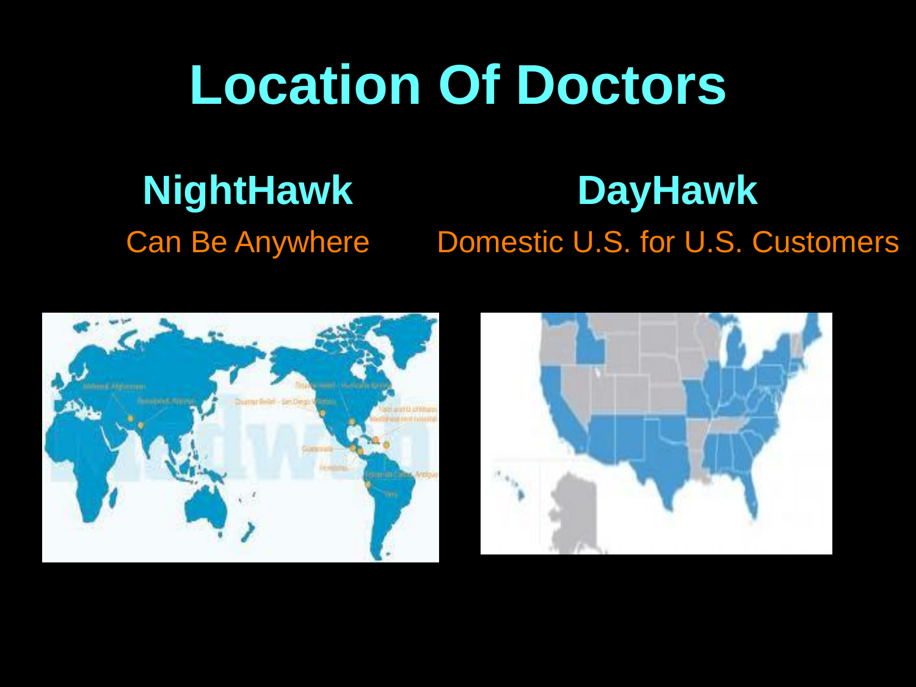# Location Of Doctors

## NightHawk

Can Be Anywhere

## DayHawk

Domestic U.S. for U.S. Customers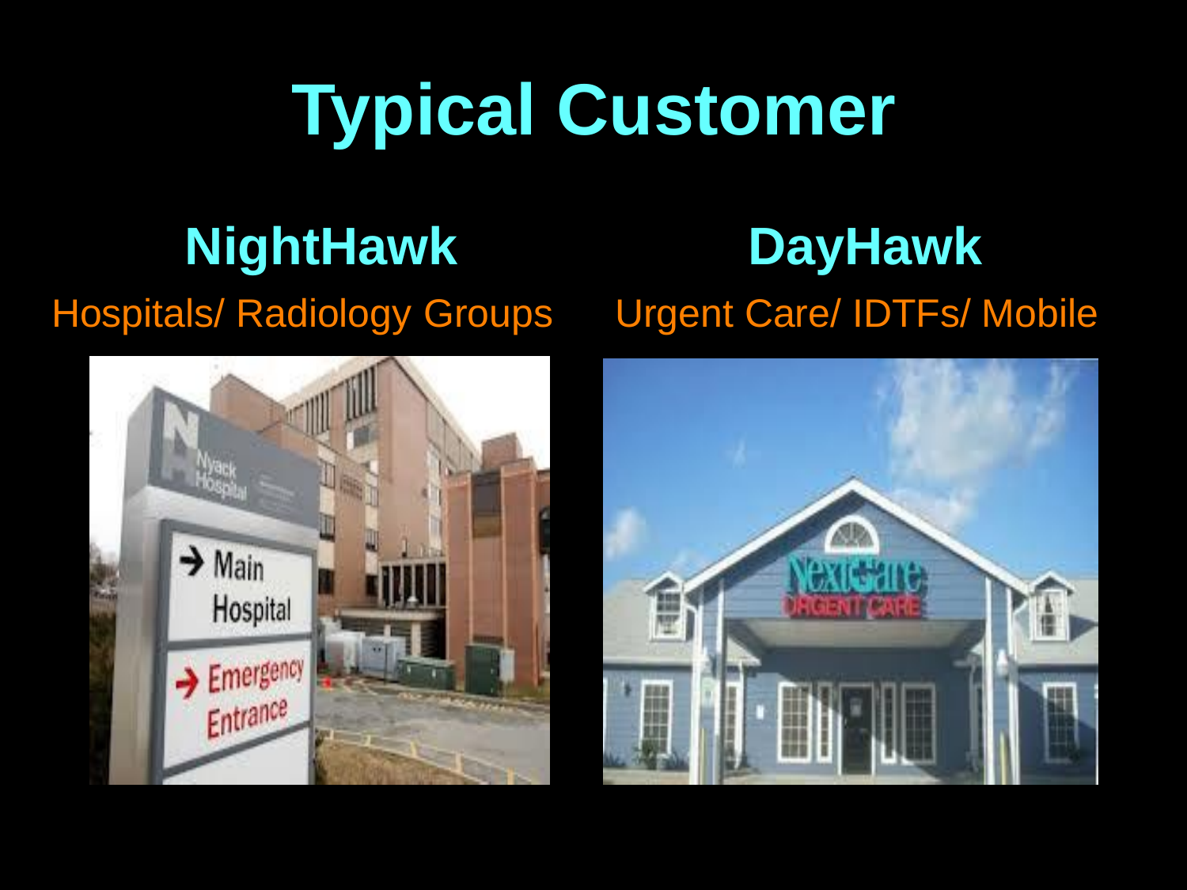# Typical Customer

## NightHawk

Hospitals/ Radiology Groups

## DayHawk

Urgent Care/ IDTFs/ Mobile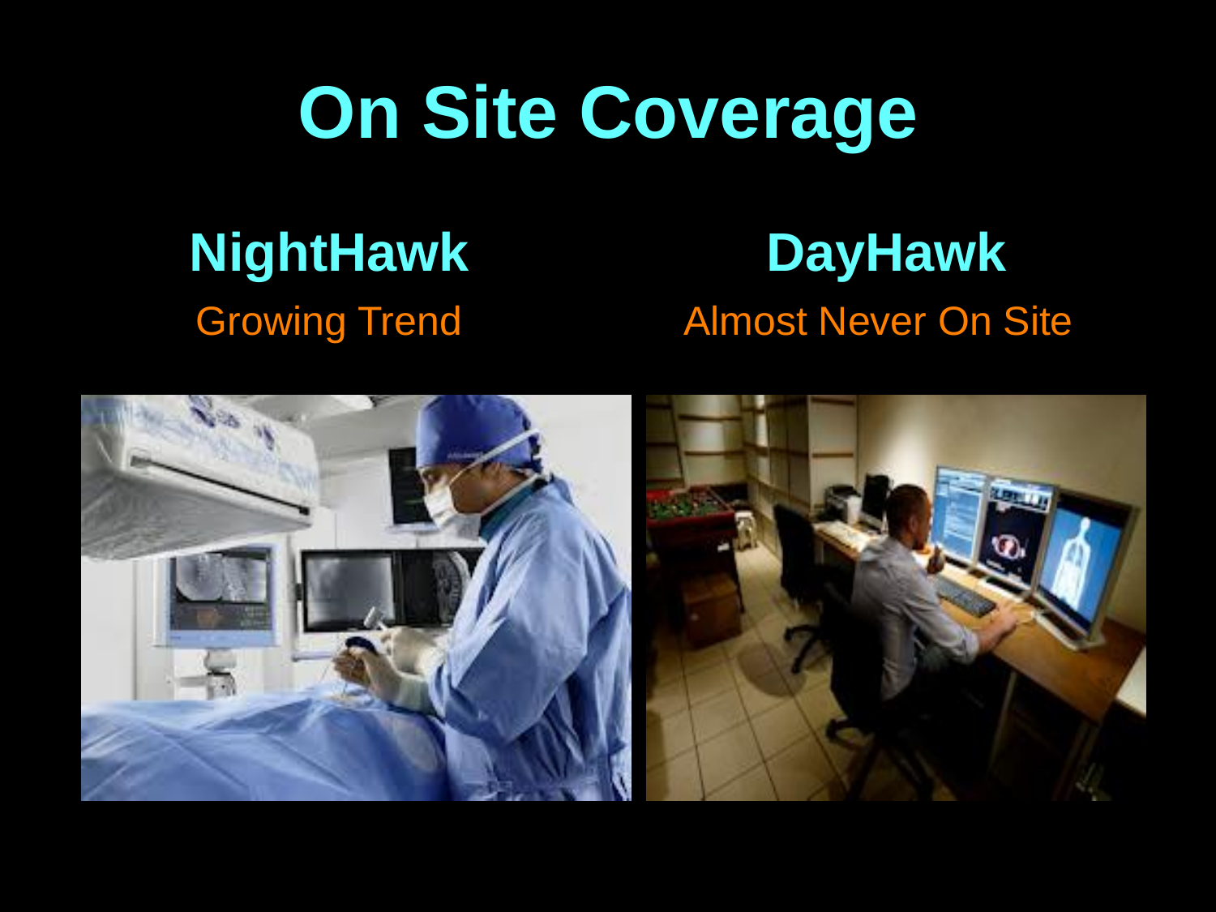# On Site Coverage

## NightHawk

Growing Trend

## DayHawk

Almost Never On Site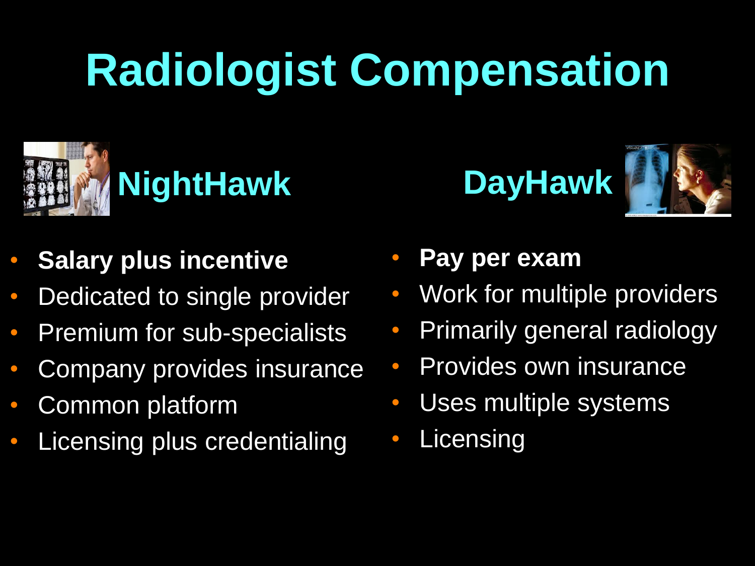# Radiologist Compensation

## NightHawk

- **Salary plus incentive**
- Dedicated to single provider
- Premium for sub-specialists
- Company provides insurance
- Common platform
- Licensing plus credentialing

## DayHawk

- **Pay per exam**
- Work for multiple providers
- Primarily general radiology
- Provides own insurance
- Uses multiple systems
- Licensing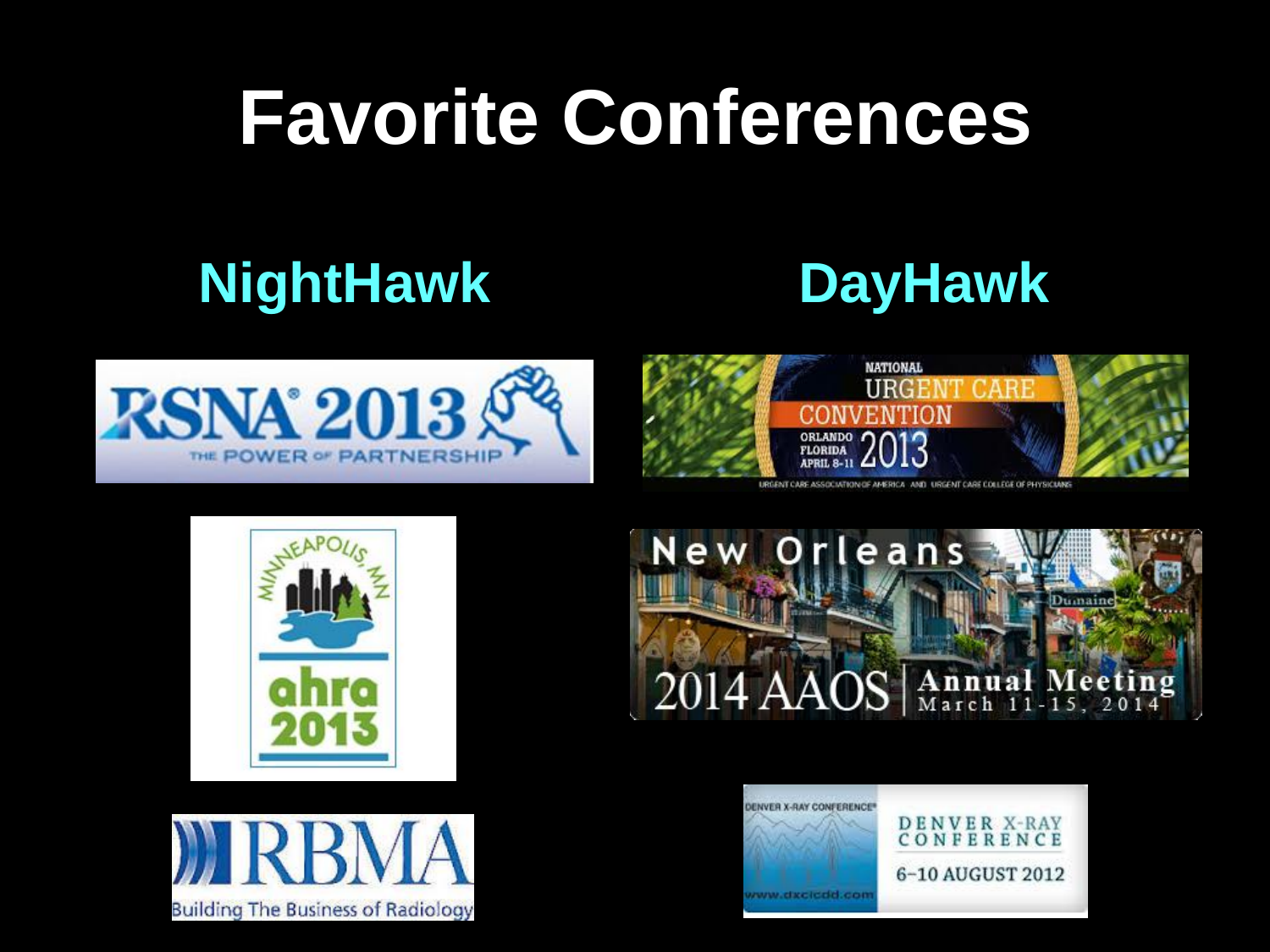# Favorite Conferences

## NightHawk

RSNA 2013 THE POWER OF PARTNERSHIP

MINNEAPOLIS, MN ahra 2013

RBMA Building The Business of Radiology

## DayHawk

NATIONAL URGENT CARE CONVENTION ORLANDO FLORIDA APRIL 8-11 2013

URGENT CARE ASSOCIATION OF AMERICA AND URGENT CARE COLLEGE OF PHYSICIANS

New Orleans 2014 AAOS Annual Meeting March 11-15, 2014

DENVER X-RAY CONFERENCE 6–10 AUGUST 2012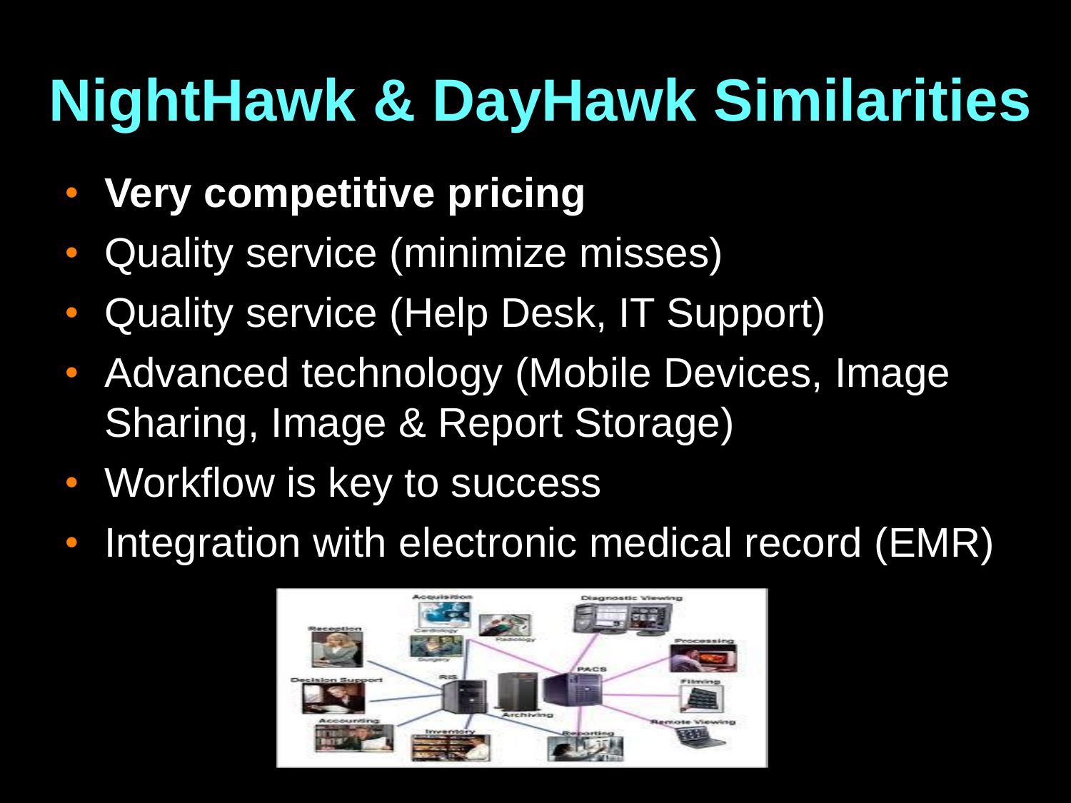# NightHawk & DayHawk Similarities

- **Very competitive pricing**
- Quality service (minimize misses)
- Quality service (Help Desk, IT Support)
- Advanced technology (Mobile Devices, Image Sharing, Image & Report Storage)
- Workflow is key to success
- Integration with electronic medical record (EMR)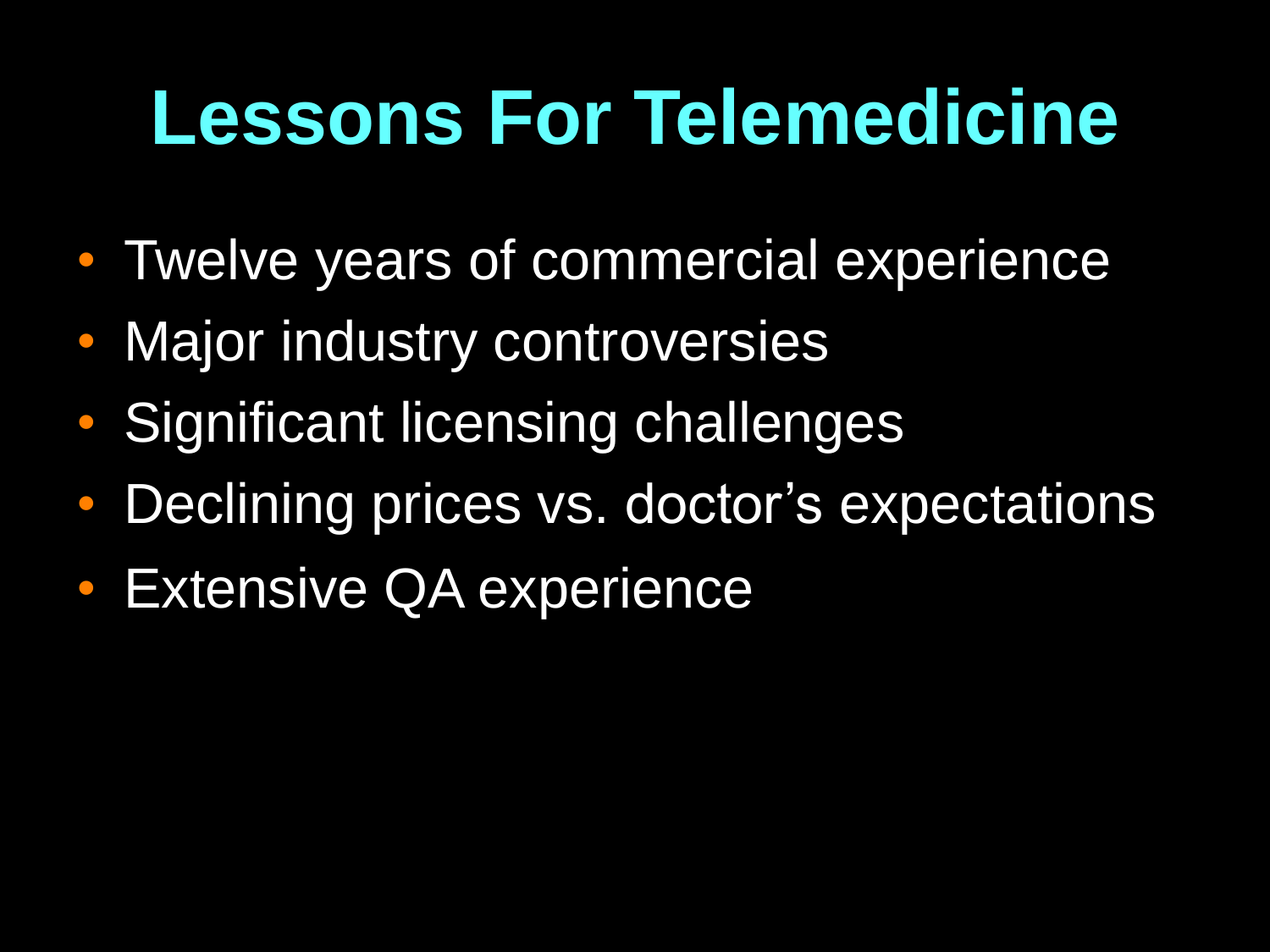# Lessons For Telemedicine

- Twelve years of commercial experience
- Major industry controversies
- Significant licensing challenges
- Declining prices vs. doctor’s expectations
- Extensive QA experience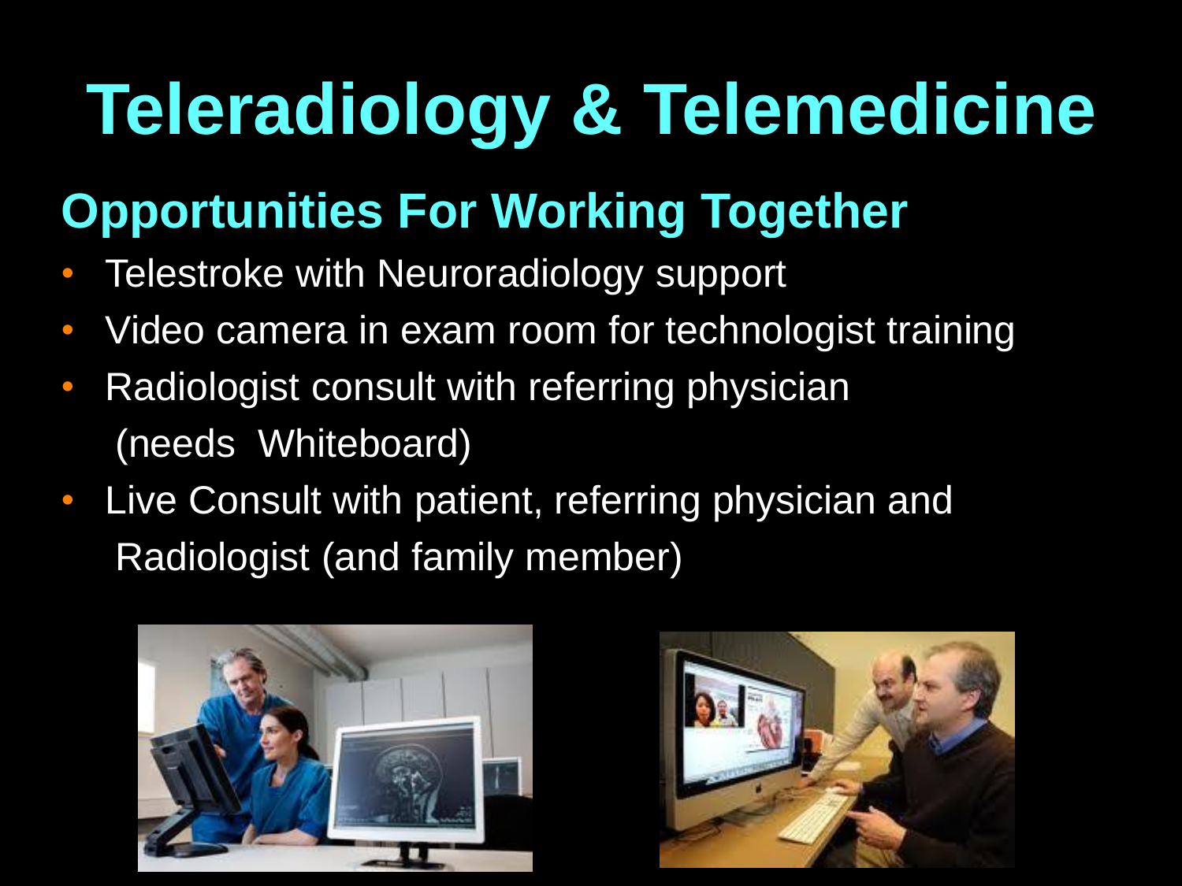# Teleradiology & Telemedicine

## Opportunities For Working Together

- Telestroke with Neuroradiology support
- Video camera in exam room for technologist training
- Radiologist consult with referring physician (needs Whiteboard)
- Live Consult with patient, referring physician and Radiologist (and family member)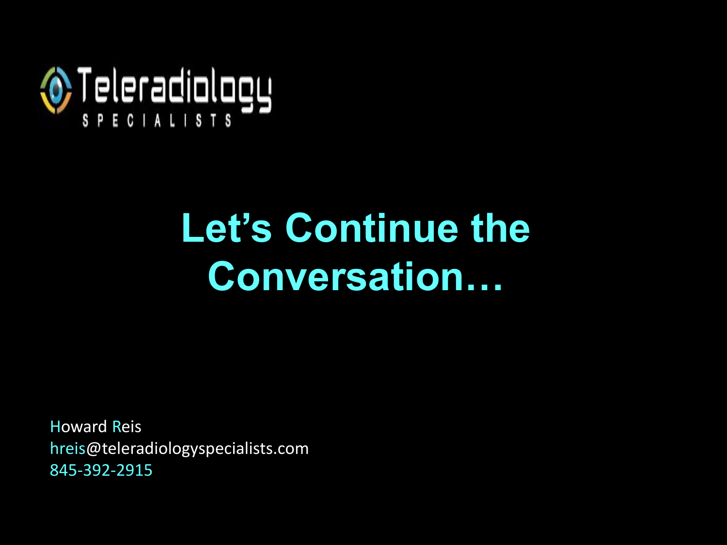Teleradiology SPECIALISTS

# Let's Continue the Conversation…

Howard Reis
hreis@teleradiologyspecialists.com
845-392-2915